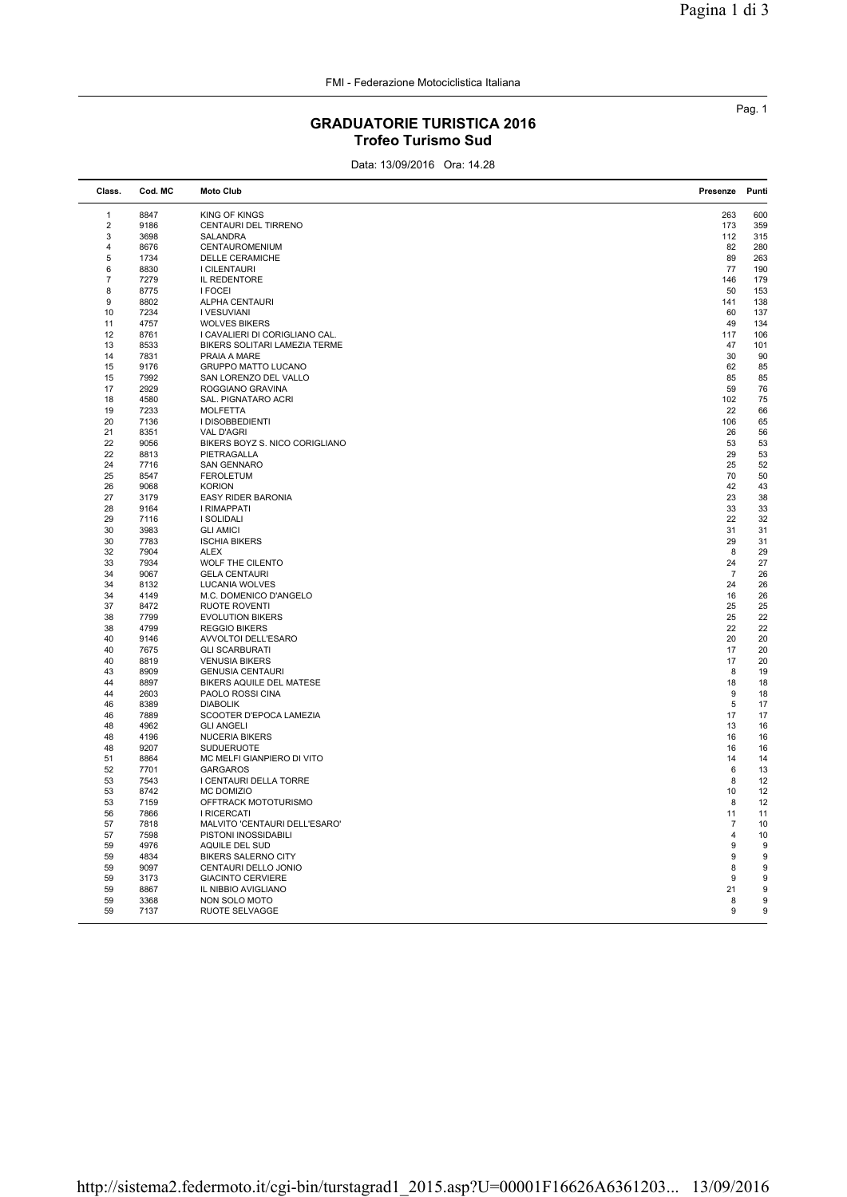FMI - Federazione Motociclistica Italiana

## GRADUATORIE TURISTICA 2016
### Trofeo Turismo Sud

Data: 13/09/2016 Ora: 14.28

| Class. | Cod. MC | Moto Club | Presenze | Punti |
|---|---|---|---|---|
| 1 | 8847 | KING OF KINGS | 263 | 600 |
| 2 | 9186 | CENTAURI DEL TIRRENO | 173 | 359 |
| 3 | 3698 | SALANDRA | 112 | 315 |
| 4 | 8676 | CENTAUROMENIUM | 82 | 280 |
| 5 | 1734 | DELLE CERAMICHE | 89 | 263 |
| 6 | 8830 | I CILENTAURI | 77 | 190 |
| 7 | 7279 | IL REDENTORE | 146 | 179 |
| 8 | 8775 | I FOCEI | 50 | 153 |
| 9 | 8802 | ALPHA CENTAURI | 141 | 138 |
| 10 | 7234 | I VESUVIANI | 60 | 137 |
| 11 | 4757 | WOLVES BIKERS | 49 | 134 |
| 12 | 8761 | I CAVALIERI DI CORIGLIANO CAL. | 117 | 106 |
| 13 | 8533 | BIKERS SOLITARI LAMEZIA TERME | 47 | 101 |
| 14 | 7831 | PRAIA A MARE | 30 | 90 |
| 15 | 9176 | GRUPPO MATTO LUCANO | 62 | 85 |
| 15 | 7992 | SAN LORENZO DEL VALLO | 85 | 85 |
| 17 | 2929 | ROGGIANO GRAVINA | 59 | 76 |
| 18 | 4580 | SAL. PIGNATARO ACRI | 102 | 75 |
| 19 | 7233 | MOLFETTA | 22 | 66 |
| 20 | 7136 | I DISOBBEDIENTI | 106 | 65 |
| 21 | 8351 | VAL D'AGRI | 26 | 56 |
| 22 | 9056 | BIKERS BOYZ S. NICO CORIGLIANO | 53 | 53 |
| 22 | 8813 | PIETRAGALLA | 29 | 53 |
| 24 | 7716 | SAN GENNARO | 25 | 52 |
| 25 | 8547 | FEROLETUM | 70 | 50 |
| 26 | 9068 | KORION | 42 | 43 |
| 27 | 3179 | EASY RIDER BARONIA | 23 | 38 |
| 28 | 9164 | I RIMAPPATI | 33 | 33 |
| 29 | 7116 | I SOLIDALI | 22 | 32 |
| 30 | 3983 | GLI AMICI | 31 | 31 |
| 30 | 7783 | ISCHIA BIKERS | 29 | 31 |
| 32 | 7904 | ALEX | 8 | 29 |
| 33 | 7934 | WOLF THE CILENTO | 24 | 27 |
| 34 | 9067 | GELA CENTAURI | 7 | 26 |
| 34 | 8132 | LUCANIA WOLVES | 24 | 26 |
| 34 | 4149 | M.C. DOMENICO D'ANGELO | 16 | 26 |
| 37 | 8472 | RUOTE ROVENTI | 25 | 25 |
| 38 | 7799 | EVOLUTION BIKERS | 25 | 22 |
| 38 | 4799 | REGGIO BIKERS | 22 | 22 |
| 40 | 9146 | AVVOLTOI DELL'ESARO | 20 | 20 |
| 40 | 7675 | GLI SCARBURATI | 17 | 20 |
| 40 | 8819 | VENUSIA BIKERS | 17 | 20 |
| 43 | 8909 | GENUSIA CENTAURI | 8 | 19 |
| 44 | 8897 | BIKERS AQUILE DEL MATESE | 18 | 18 |
| 44 | 2603 | PAOLO ROSSI CINA | 9 | 18 |
| 46 | 8389 | DIABOLIK | 5 | 17 |
| 46 | 7889 | SCOOTER D'EPOCA LAMEZIA | 17 | 17 |
| 48 | 4962 | GLI ANGELI | 13 | 16 |
| 48 | 4196 | NUCERIA BIKERS | 16 | 16 |
| 48 | 9207 | SUDUERUOTE | 16 | 16 |
| 51 | 8864 | MC MELFI GIANPIERO DI VITO | 14 | 14 |
| 52 | 7701 | GARGAROS | 6 | 13 |
| 53 | 7543 | I CENTAURI DELLA TORRE | 8 | 12 |
| 53 | 8742 | MC DOMIZIO | 10 | 12 |
| 53 | 7159 | OFFTRACK MOTOTURISMO | 8 | 12 |
| 56 | 7866 | I RICERCATI | 11 | 11 |
| 57 | 7818 | MALVITO 'CENTAURI DELL'ESARO' | 7 | 10 |
| 57 | 7598 | PISTONI INOSSIDABILI | 4 | 10 |
| 59 | 4976 | AQUILE DEL SUD | 9 | 9 |
| 59 | 4834 | BIKERS SALERNO CITY | 9 | 9 |
| 59 | 9097 | CENTAURI DELLO JONIO | 8 | 9 |
| 59 | 3173 | GIACINTO CERVIERE | 9 | 9 |
| 59 | 8867 | IL NIBBIO AVIGLIANO | 21 | 9 |
| 59 | 3368 | NON SOLO MOTO | 8 | 9 |
| 59 | 7137 | RUOTE SELVAGGE | 9 | 9 |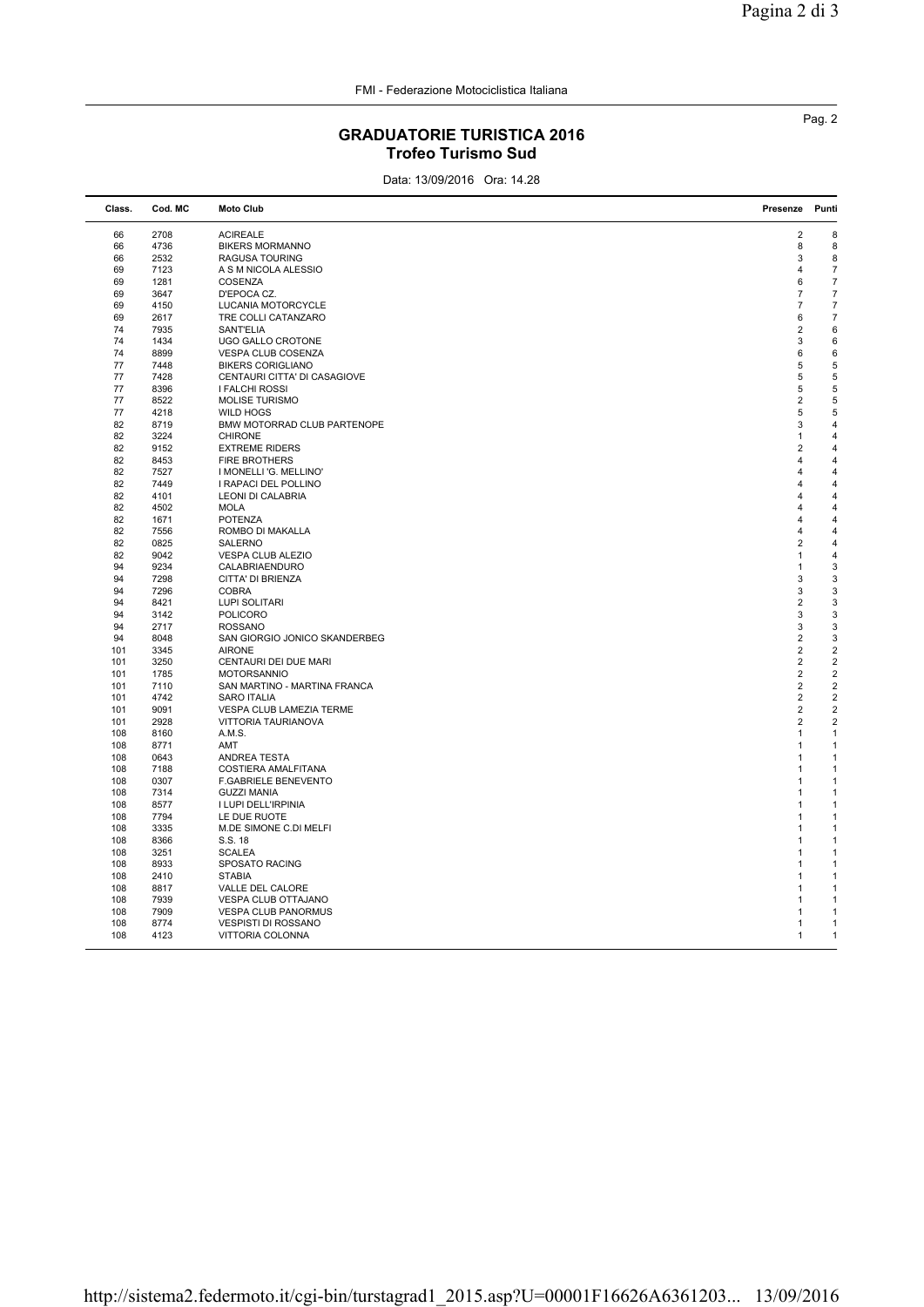FMI - Federazione Motociclistica Italiana

## GRADUATORIE TURISTICA 2016
### Trofeo Turismo Sud

Data: 13/09/2016 Ora: 14.28

| Class. | Cod. MC | Moto Club | Presenze | Punti |
|---|---|---|---|---|
| 66 | 2708 | ACIREALE | 2 | 8 |
| 66 | 4736 | BIKERS MORMANNO | 8 | 8 |
| 66 | 2532 | RAGUSA TOURING | 3 | 8 |
| 69 | 7123 | A S M NICOLA ALESSIO | 4 | 7 |
| 69 | 1281 | COSENZA | 6 | 7 |
| 69 | 3647 | D'EPOCA CZ. | 7 | 7 |
| 69 | 4150 | LUCANIA MOTORCYCLE | 7 | 7 |
| 69 | 2617 | TRE COLLI CATANZARO | 6 | 7 |
| 74 | 7935 | SANT'ELIA | 2 | 6 |
| 74 | 1434 | UGO GALLO CROTONE | 3 | 6 |
| 74 | 8899 | VESPA CLUB COSENZA | 6 | 6 |
| 77 | 7448 | BIKERS CORIGLIANO | 5 | 5 |
| 77 | 7428 | CENTAURI CITTA' DI CASAGIOVE | 5 | 5 |
| 77 | 8396 | I FALCHI ROSSI | 5 | 5 |
| 77 | 8522 | MOLISE TURISMO | 2 | 5 |
| 77 | 4218 | WILD HOGS | 5 | 5 |
| 82 | 8719 | BMW MOTORRAD CLUB PARTENOPE | 3 | 4 |
| 82 | 3224 | CHIRONE | 1 | 4 |
| 82 | 9152 | EXTREME RIDERS | 2 | 4 |
| 82 | 8453 | FIRE BROTHERS | 4 | 4 |
| 82 | 7527 | I MONELLI 'G. MELLINO' | 4 | 4 |
| 82 | 7449 | I RAPACI DEL POLLINO | 4 | 4 |
| 82 | 4101 | LEONI DI CALABRIA | 4 | 4 |
| 82 | 4502 | MOLA | 4 | 4 |
| 82 | 1671 | POTENZA | 4 | 4 |
| 82 | 7556 | ROMBO DI MAKALLA | 4 | 4 |
| 82 | 0825 | SALERNO | 2 | 4 |
| 82 | 9042 | VESPA CLUB ALEZIO | 1 | 4 |
| 94 | 9234 | CALABRIAENDURO | 1 | 3 |
| 94 | 7298 | CITTA' DI BRIENZA | 3 | 3 |
| 94 | 7296 | COBRA | 3 | 3 |
| 94 | 8421 | LUPI SOLITARI | 2 | 3 |
| 94 | 3142 | POLICORO | 3 | 3 |
| 94 | 2717 | ROSSANO | 3 | 3 |
| 94 | 8048 | SAN GIORGIO JONICO SKANDERBEG | 2 | 3 |
| 101 | 3345 | AIRONE | 2 | 2 |
| 101 | 3250 | CENTAURI DEI DUE MARI | 2 | 2 |
| 101 | 1785 | MOTORSANNIO | 2 | 2 |
| 101 | 7110 | SAN MARTINO - MARTINA FRANCA | 2 | 2 |
| 101 | 4742 | SARO ITALIA | 2 | 2 |
| 101 | 9091 | VESPA CLUB LAMEZIA TERME | 2 | 2 |
| 101 | 2928 | VITTORIA TAURIANOVA | 2 | 2 |
| 108 | 8160 | A.M.S. | 1 | 1 |
| 108 | 8771 | AMT | 1 | 1 |
| 108 | 0643 | ANDREA TESTA | 1 | 1 |
| 108 | 7188 | COSTIERA AMALFITANA | 1 | 1 |
| 108 | 0307 | F.GABRIELE BENEVENTO | 1 | 1 |
| 108 | 7314 | GUZZI MANIA | 1 | 1 |
| 108 | 8577 | I LUPI DELL'IRPINIA | 1 | 1 |
| 108 | 7794 | LE DUE RUOTE | 1 | 1 |
| 108 | 3335 | M.DE SIMONE C.DI MELFI | 1 | 1 |
| 108 | 8366 | S.S. 18 | 1 | 1 |
| 108 | 3251 | SCALEA | 1 | 1 |
| 108 | 8933 | SPOSATO RACING | 1 | 1 |
| 108 | 2410 | STABIA | 1 | 1 |
| 108 | 8817 | VALLE DEL CALORE | 1 | 1 |
| 108 | 7939 | VESPA CLUB OTTAJANO | 1 | 1 |
| 108 | 7909 | VESPA CLUB PANORMUS | 1 | 1 |
| 108 | 8774 | VESPISTI DI ROSSANO | 1 | 1 |
| 108 | 4123 | VITTORIA COLONNA | 1 | 1 |